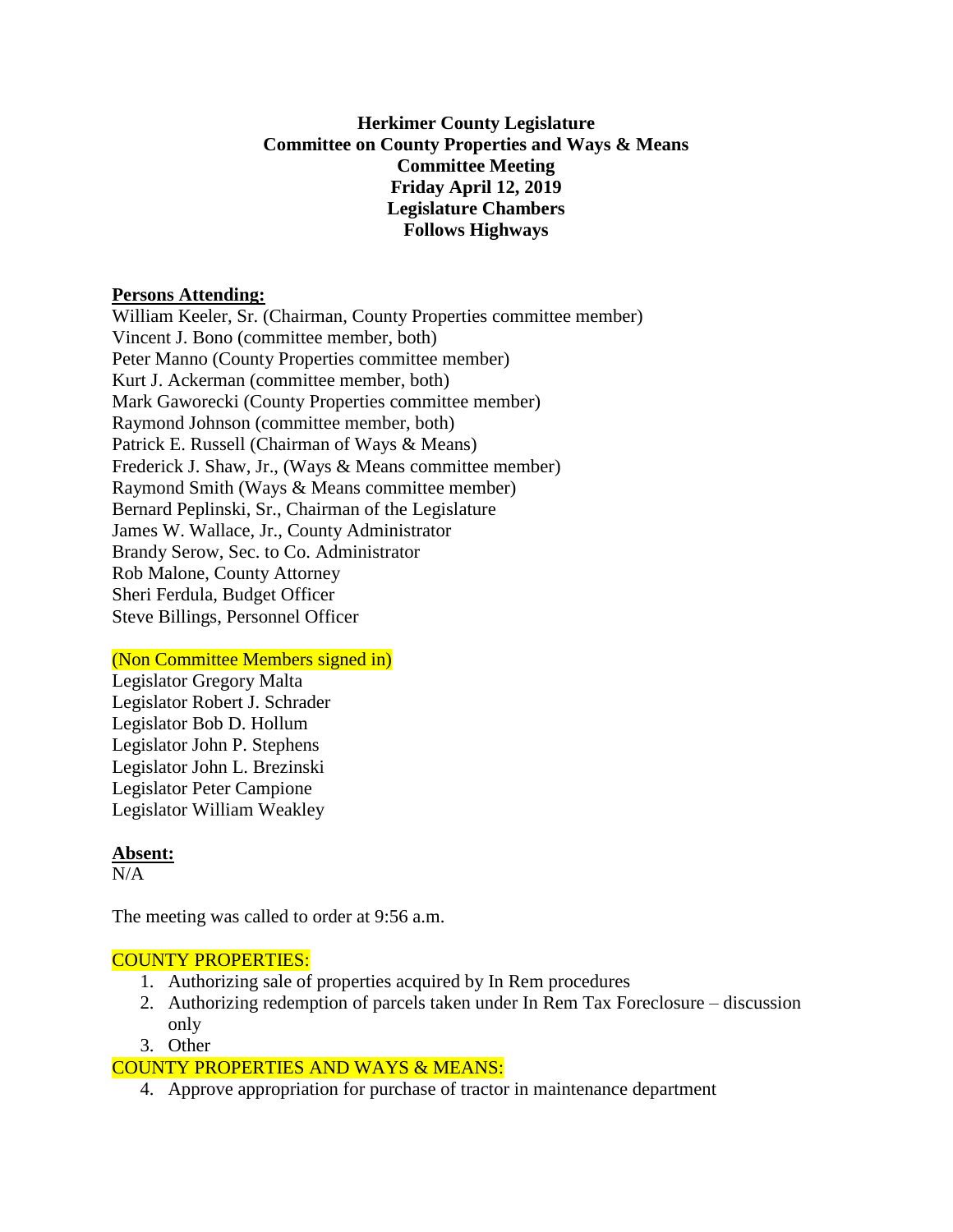**Herkimer County Legislature**
**Committee on County Properties and Ways & Means**
**Committee Meeting**
**Friday April 12, 2019**
**Legislature Chambers**
**Follows Highways**

**Persons Attending:**

William Keeler, Sr. (Chairman, County Properties committee member)
Vincent J. Bono (committee member, both)
Peter Manno (County Properties committee member)
Kurt J. Ackerman (committee member, both)
Mark Gaworecki (County Properties committee member)
Raymond Johnson (committee member, both)
Patrick E. Russell (Chairman of Ways & Means)
Frederick J. Shaw, Jr., (Ways & Means committee member)
Raymond Smith (Ways & Means committee member)
Bernard Peplinski, Sr., Chairman of the Legislature
James W. Wallace, Jr., County Administrator
Brandy Serow, Sec. to Co. Administrator
Rob Malone, County Attorney
Sheri Ferdula, Budget Officer
Steve Billings, Personnel Officer

(Non Committee Members signed in)

Legislator Gregory Malta
Legislator Robert J. Schrader
Legislator Bob D. Hollum
Legislator John P. Stephens
Legislator John L. Brezinski
Legislator Peter Campione
Legislator William Weakley

**Absent:**

N/A

The meeting was called to order at 9:56 a.m.

COUNTY PROPERTIES:

1. Authorizing sale of properties acquired by In Rem procedures
2. Authorizing redemption of parcels taken under In Rem Tax Foreclosure – discussion only
3. Other

COUNTY PROPERTIES AND WAYS & MEANS:

4. Approve appropriation for purchase of tractor in maintenance department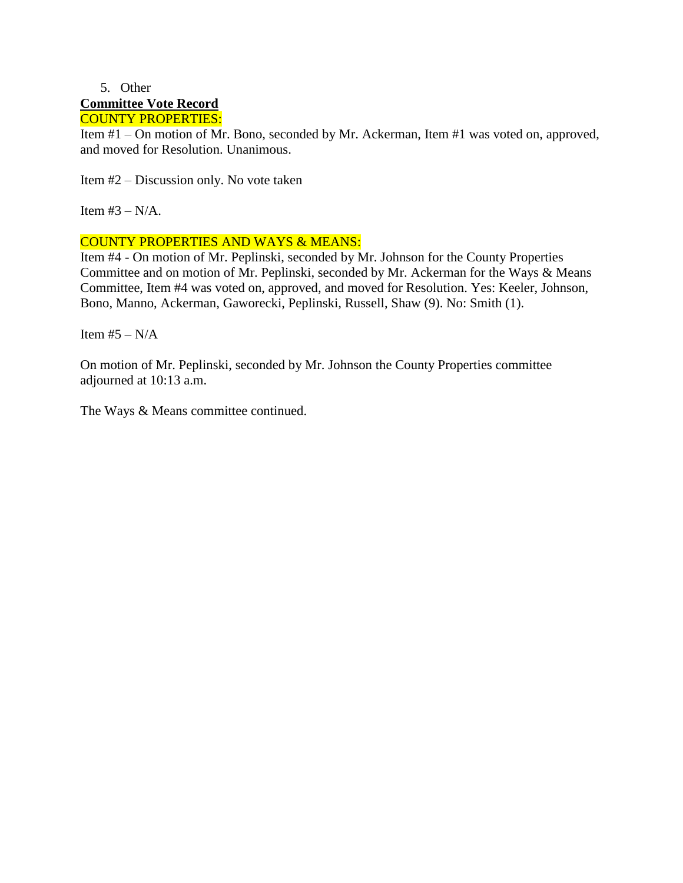5. Other

**Committee Vote Record**

COUNTY PROPERTIES:

Item #1 – On motion of Mr. Bono, seconded by Mr. Ackerman, Item #1 was voted on, approved, and moved for Resolution. Unanimous.

Item #2 – Discussion only. No vote taken

Item #3 – N/A.

COUNTY PROPERTIES AND WAYS & MEANS:

Item #4 - On motion of Mr. Peplinski, seconded by Mr. Johnson for the County Properties Committee and on motion of Mr. Peplinski, seconded by Mr. Ackerman for the Ways & Means Committee, Item #4 was voted on, approved, and moved for Resolution. Yes: Keeler, Johnson, Bono, Manno, Ackerman, Gaworecki, Peplinski, Russell, Shaw (9). No: Smith (1).

Item #5 – N/A

On motion of Mr. Peplinski, seconded by Mr. Johnson the County Properties committee adjourned at 10:13 a.m.

The Ways & Means committee continued.